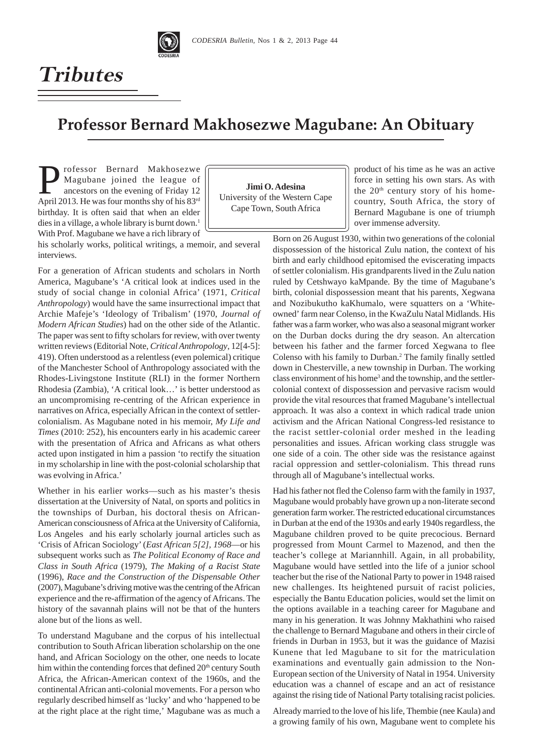# *Tributes*

## Professor Bernard Makhosezwe Magubane: An Obituary

**Jimi O. Adesina**
University of the Western Cape
Cape Town, South Africa

Professor Bernard Makhosezwe Magubane joined the league of ancestors on the evening of Friday 12 April 2013. He was four months shy of his 83rd birthday. It is often said that when an elder dies in a village, a whole library is burnt down.[1] With Prof. Magubane we have a rich library of his scholarly works, political writings, a memoir, and several interviews.

For a generation of African students and scholars in North America, Magubane's 'A critical look at indices used in the study of social change in colonial Africa' (1971, *Critical Anthropology*) would have the same insurrectional impact that Archie Mafeje's 'Ideology of Tribalism' (1970, *Journal of Modern African Studies*) had on the other side of the Atlantic. The paper was sent to fifty scholars for review, with over twenty written reviews (Editorial Note, *Critical Anthropology*, 12[4-5]: 419). Often understood as a relentless (even polemical) critique of the Manchester School of Anthropology associated with the Rhodes-Livingstone Institute (RLI) in the former Northern Rhodesia (Zambia), 'A critical look…' is better understood as an uncompromising re-centring of the African experience in narratives on Africa, especially African in the context of settler-colonialism. As Magubane noted in his memoir, *My Life and Times* (2010: 252), his encounters early in his academic career with the presentation of Africa and Africans as what others acted upon instigated in him a passion 'to rectify the situation in my scholarship in line with the post-colonial scholarship that was evolving in Africa.'

Whether in his earlier works—such as his master's thesis dissertation at the University of Natal, on sports and politics in the townships of Durban, his doctoral thesis on African-American consciousness of Africa at the University of California, Los Angeles and his early scholarly journal articles such as 'Crisis of African Sociology' (*East African 5[2], 1968*—or his subsequent works such as *The Political Economy of Race and Class in South Africa* (1979), *The Making of a Racist State* (1996), *Race and the Construction of the Dispensable Other* (2007), Magubane's driving motive was the centring of the African experience and the re-affirmation of the agency of Africans. The history of the savannah plains will not be that of the hunters alone but of the lions as well.

To understand Magubane and the corpus of his intellectual contribution to South African liberation scholarship on the one hand, and African Sociology on the other, one needs to locate him within the contending forces that defined 20th century South Africa, the African-American context of the 1960s, and the continental African anti-colonial movements. For a person who regularly described himself as 'lucky' and who 'happened to be at the right place at the right time,' Magubane was as much a product of his time as he was an active force in setting his own stars. As with the 20th century story of his home-country, South Africa, the story of Bernard Magubane is one of triumph over immense adversity.

Born on 26 August 1930, within two generations of the colonial dispossession of the historical Zulu nation, the context of his birth and early childhood epitomised the eviscerating impacts of settler colonialism. His grandparents lived in the Zulu nation ruled by Cetshwayo kaMpande. By the time of Magubane's birth, colonial dispossession meant that his parents, Xegwana and Nozibukutho kaKhumalo, were squatters on a 'White-owned' farm near Colenso, in the KwaZulu Natal Midlands. His father was a farm worker, who was also a seasonal migrant worker on the Durban docks during the dry season. An altercation between his father and the farmer forced Xegwana to flee Colenso with his family to Durban.[2] The family finally settled down in Chesterville, a new township in Durban. The working class environment of his home[3] and the township, and the settler-colonial context of dispossession and pervasive racism would provide the vital resources that framed Magubane's intellectual approach. It was also a context in which radical trade union activism and the African National Congress-led resistance to the racist settler-colonial order meshed in the leading personalities and issues. African working class struggle was one side of a coin. The other side was the resistance against racial oppression and settler-colonialism. This thread runs through all of Magubane's intellectual works.

Had his father not fled the Colenso farm with the family in 1937, Magubane would probably have grown up a non-literate second generation farm worker. The restricted educational circumstances in Durban at the end of the 1930s and early 1940s regardless, the Magubane children proved to be quite precocious. Bernard progressed from Mount Carmel to Mazenod, and then the teacher's college at Mariannhill. Again, in all probability, Magubane would have settled into the life of a junior school teacher but the rise of the National Party to power in 1948 raised new challenges. Its heightened pursuit of racist policies, especially the Bantu Education policies, would set the limit on the options available in a teaching career for Magubane and many in his generation. It was Johnny Makhathini who raised the challenge to Bernard Magubane and others in their circle of friends in Durban in 1953, but it was the guidance of Mazisi Kunene that led Magubane to sit for the matriculation examinations and eventually gain admission to the Non-European section of the University of Natal in 1954. University education was a channel of escape and an act of resistance against the rising tide of National Party totalising racist policies.

Already married to the love of his life, Thembie (nee Kaula) and a growing family of his own, Magubane went to complete his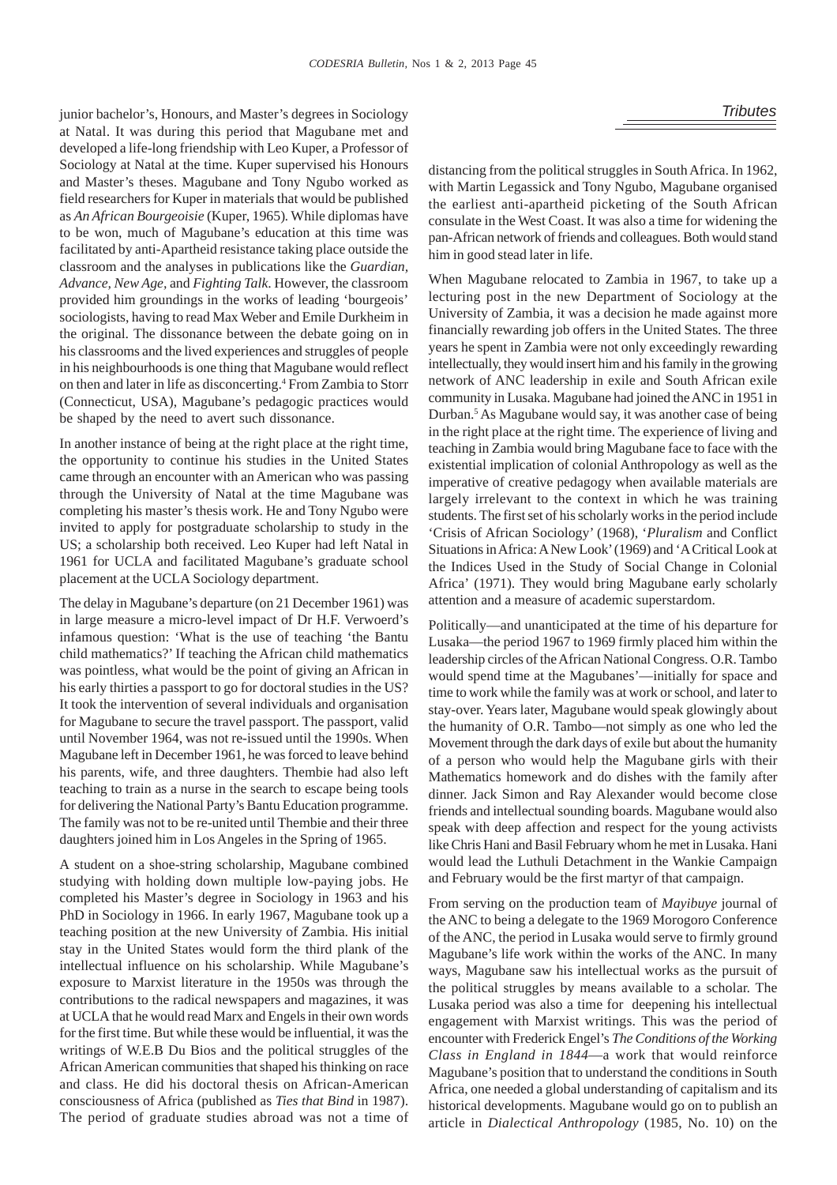junior bachelor's, Honours, and Master's degrees in Sociology at Natal. It was during this period that Magubane met and developed a life-long friendship with Leo Kuper, a Professor of Sociology at Natal at the time. Kuper supervised his Honours and Master's theses. Magubane and Tony Ngubo worked as field researchers for Kuper in materials that would be published as *An African Bourgeoisie* (Kuper, 1965). While diplomas have to be won, much of Magubane's education at this time was facilitated by anti-Apartheid resistance taking place outside the classroom and the analyses in publications like the *Guardian*, *Advance*, *New Age*, and *Fighting Talk*. However, the classroom provided him groundings in the works of leading 'bourgeois' sociologists, having to read Max Weber and Emile Durkheim in the original. The dissonance between the debate going on in his classrooms and the lived experiences and struggles of people in his neighbourhoods is one thing that Magubane would reflect on then and later in life as disconcerting.[4] From Zambia to Storr (Connecticut, USA), Magubane's pedagogic practices would be shaped by the need to avert such dissonance.

In another instance of being at the right place at the right time, the opportunity to continue his studies in the United States came through an encounter with an American who was passing through the University of Natal at the time Magubane was completing his master's thesis work. He and Tony Ngubo were invited to apply for postgraduate scholarship to study in the US; a scholarship both received. Leo Kuper had left Natal in 1961 for UCLA and facilitated Magubane's graduate school placement at the UCLA Sociology department.

The delay in Magubane's departure (on 21 December 1961) was in large measure a micro-level impact of Dr H.F. Verwoerd's infamous question: 'What is the use of teaching 'the Bantu child mathematics?' If teaching the African child mathematics was pointless, what would be the point of giving an African in his early thirties a passport to go for doctoral studies in the US? It took the intervention of several individuals and organisation for Magubane to secure the travel passport. The passport, valid until November 1964, was not re-issued until the 1990s. When Magubane left in December 1961, he was forced to leave behind his parents, wife, and three daughters. Thembie had also left teaching to train as a nurse in the search to escape being tools for delivering the National Party's Bantu Education programme. The family was not to be re-united until Thembie and their three daughters joined him in Los Angeles in the Spring of 1965.

A student on a shoe-string scholarship, Magubane combined studying with holding down multiple low-paying jobs. He completed his Master's degree in Sociology in 1963 and his PhD in Sociology in 1966. In early 1967, Magubane took up a teaching position at the new University of Zambia. His initial stay in the United States would form the third plank of the intellectual influence on his scholarship. While Magubane's exposure to Marxist literature in the 1950s was through the contributions to the radical newspapers and magazines, it was at UCLA that he would read Marx and Engels in their own words for the first time. But while these would be influential, it was the writings of W.E.B Du Bios and the political struggles of the African American communities that shaped his thinking on race and class. He did his doctoral thesis on African-American consciousness of Africa (published as *Ties that Bind* in 1987). The period of graduate studies abroad was not a time of distancing from the political struggles in South Africa. In 1962, with Martin Legassick and Tony Ngubo, Magubane organised the earliest anti-apartheid picketing of the South African consulate in the West Coast. It was also a time for widening the pan-African network of friends and colleagues. Both would stand him in good stead later in life.

When Magubane relocated to Zambia in 1967, to take up a lecturing post in the new Department of Sociology at the University of Zambia, it was a decision he made against more financially rewarding job offers in the United States. The three years he spent in Zambia were not only exceedingly rewarding intellectually, they would insert him and his family in the growing network of ANC leadership in exile and South African exile community in Lusaka. Magubane had joined the ANC in 1951 in Durban.[5] As Magubane would say, it was another case of being in the right place at the right time. The experience of living and teaching in Zambia would bring Magubane face to face with the existential implication of colonial Anthropology as well as the imperative of creative pedagogy when available materials are largely irrelevant to the context in which he was training students. The first set of his scholarly works in the period include 'Crisis of African Sociology' (1968), '*Pluralism* and Conflict Situations in Africa: A New Look' (1969) and 'A Critical Look at the Indices Used in the Study of Social Change in Colonial Africa' (1971). They would bring Magubane early scholarly attention and a measure of academic superstardom.

Politically—and unanticipated at the time of his departure for Lusaka—the period 1967 to 1969 firmly placed him within the leadership circles of the African National Congress. O.R. Tambo would spend time at the Magubanes'—initially for space and time to work while the family was at work or school, and later to stay-over. Years later, Magubane would speak glowingly about the humanity of O.R. Tambo—not simply as one who led the Movement through the dark days of exile but about the humanity of a person who would help the Magubane girls with their Mathematics homework and do dishes with the family after dinner. Jack Simon and Ray Alexander would become close friends and intellectual sounding boards. Magubane would also speak with deep affection and respect for the young activists like Chris Hani and Basil February whom he met in Lusaka. Hani would lead the Luthuli Detachment in the Wankie Campaign and February would be the first martyr of that campaign.

From serving on the production team of *Mayibuye* journal of the ANC to being a delegate to the 1969 Morogoro Conference of the ANC, the period in Lusaka would serve to firmly ground Magubane's life work within the works of the ANC. In many ways, Magubane saw his intellectual works as the pursuit of the political struggles by means available to a scholar. The Lusaka period was also a time for deepening his intellectual engagement with Marxist writings. This was the period of encounter with Frederick Engel's *The Conditions of the Working Class in England in 1844*—a work that would reinforce Magubane's position that to understand the conditions in South Africa, one needed a global understanding of capitalism and its historical developments. Magubane would go on to publish an article in *Dialectical Anthropology* (1985, No. 10) on the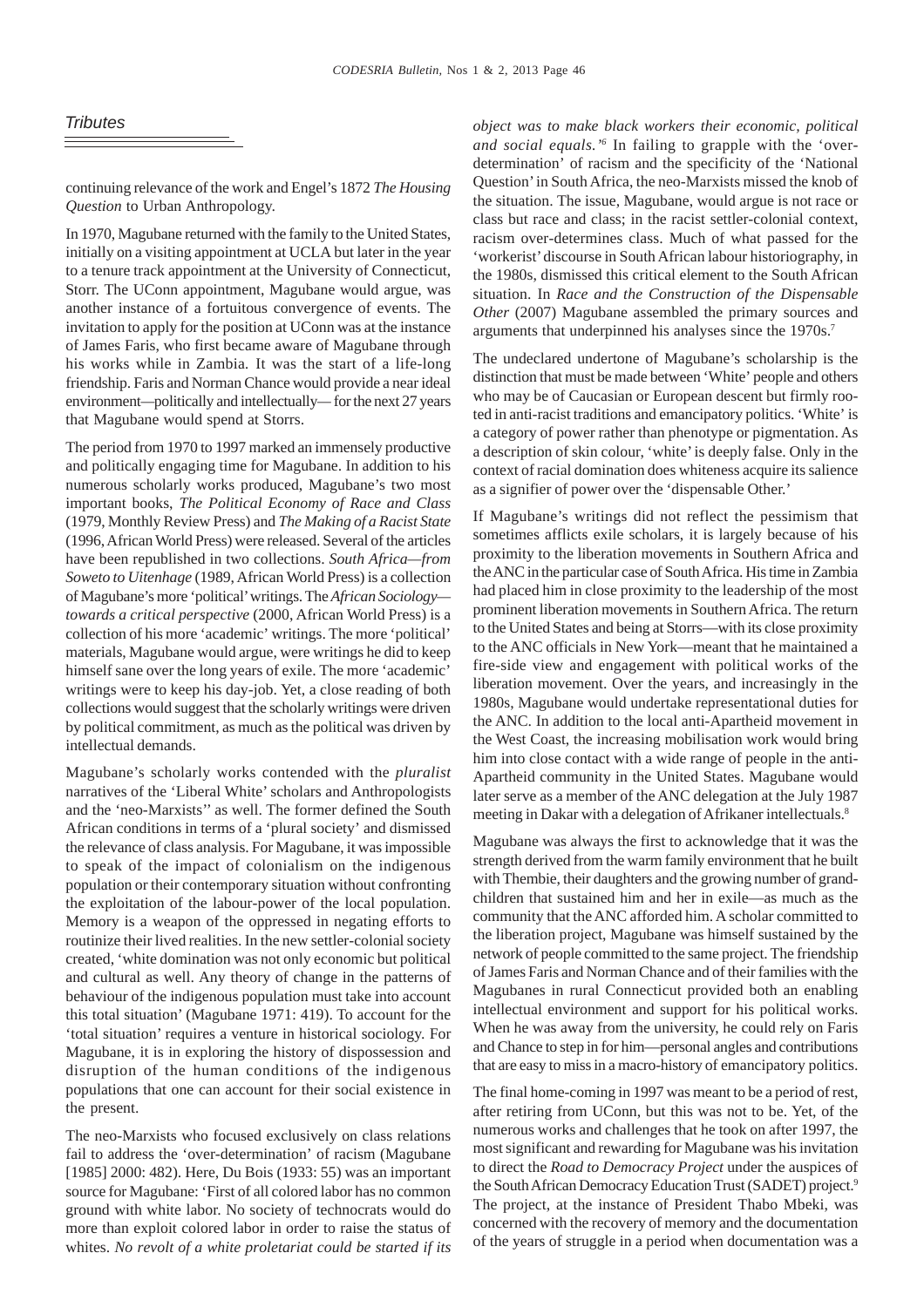continuing relevance of the work and Engel's 1872 *The Housing Question* to Urban Anthropology.

In 1970, Magubane returned with the family to the United States, initially on a visiting appointment at UCLA but later in the year to a tenure track appointment at the University of Connecticut, Storr. The UConn appointment, Magubane would argue, was another instance of a fortuitous convergence of events. The invitation to apply for the position at UConn was at the instance of James Faris, who first became aware of Magubane through his works while in Zambia. It was the start of a life-long friendship. Faris and Norman Chance would provide a near ideal environment—politically and intellectually— for the next 27 years that Magubane would spend at Storrs.

The period from 1970 to 1997 marked an immensely productive and politically engaging time for Magubane. In addition to his numerous scholarly works produced, Magubane's two most important books, *The Political Economy of Race and Class* (1979, Monthly Review Press) and *The Making of a Racist State* (1996, African World Press) were released. Several of the articles have been republished in two collections. *South Africa—from Soweto to Uitenhage* (1989, African World Press) is a collection of Magubane's more 'political' writings. The *African Sociology—towards a critical perspective* (2000, African World Press) is a collection of his more 'academic' writings. The more 'political' materials, Magubane would argue, were writings he did to keep himself sane over the long years of exile. The more 'academic' writings were to keep his day-job. Yet, a close reading of both collections would suggest that the scholarly writings were driven by political commitment, as much as the political was driven by intellectual demands.

Magubane's scholarly works contended with the *pluralist* narratives of the 'Liberal White' scholars and Anthropologists and the 'neo-Marxists" as well. The former defined the South African conditions in terms of a 'plural society' and dismissed the relevance of class analysis. For Magubane, it was impossible to speak of the impact of colonialism on the indigenous population or their contemporary situation without confronting the exploitation of the labour-power of the local population. Memory is a weapon of the oppressed in negating efforts to routinize their lived realities. In the new settler-colonial society created, 'white domination was not only economic but political and cultural as well. Any theory of change in the patterns of behaviour of the indigenous population must take into account this total situation' (Magubane 1971: 419). To account for the 'total situation' requires a venture in historical sociology. For Magubane, it is in exploring the history of dispossession and disruption of the human conditions of the indigenous populations that one can account for their social existence in the present.

The neo-Marxists who focused exclusively on class relations fail to address the 'over-determination' of racism (Magubane [1985] 2000: 482). Here, Du Bois (1933: 55) was an important source for Magubane: 'First of all colored labor has no common ground with white labor. No society of technocrats would do more than exploit colored labor in order to raise the status of whites. *No revolt of a white proletariat could be started if its object was to make black workers their economic, political and social equals.*'[6] In failing to grapple with the 'over-determination' of racism and the specificity of the 'National Question' in South Africa, the neo-Marxists missed the knob of the situation. The issue, Magubane, would argue is not race or class but race and class; in the racist settler-colonial context, racism over-determines class. Much of what passed for the 'workerist' discourse in South African labour historiography, in the 1980s, dismissed this critical element to the South African situation. In *Race and the Construction of the Dispensable Other* (2007) Magubane assembled the primary sources and arguments that underpinned his analyses since the 1970s.[7]

The undeclared undertone of Magubane's scholarship is the distinction that must be made between 'White' people and others who may be of Caucasian or European descent but firmly rooted in anti-racist traditions and emancipatory politics. 'White' is a category of power rather than phenotype or pigmentation. As a description of skin colour, 'white' is deeply false. Only in the context of racial domination does whiteness acquire its salience as a signifier of power over the 'dispensable Other.'

If Magubane's writings did not reflect the pessimism that sometimes afflicts exile scholars, it is largely because of his proximity to the liberation movements in Southern Africa and the ANC in the particular case of South Africa. His time in Zambia had placed him in close proximity to the leadership of the most prominent liberation movements in Southern Africa. The return to the United States and being at Storrs—with its close proximity to the ANC officials in New York—meant that he maintained a fire-side view and engagement with political works of the liberation movement. Over the years, and increasingly in the 1980s, Magubane would undertake representational duties for the ANC. In addition to the local anti-Apartheid movement in the West Coast, the increasing mobilisation work would bring him into close contact with a wide range of people in the anti-Apartheid community in the United States. Magubane would later serve as a member of the ANC delegation at the July 1987 meeting in Dakar with a delegation of Afrikaner intellectuals.[8]

Magubane was always the first to acknowledge that it was the strength derived from the warm family environment that he built with Thembie, their daughters and the growing number of grandchildren that sustained him and her in exile—as much as the community that the ANC afforded him. A scholar committed to the liberation project, Magubane was himself sustained by the network of people committed to the same project. The friendship of James Faris and Norman Chance and of their families with the Magubanes in rural Connecticut provided both an enabling intellectual environment and support for his political works. When he was away from the university, he could rely on Faris and Chance to step in for him—personal angles and contributions that are easy to miss in a macro-history of emancipatory politics.

The final home-coming in 1997 was meant to be a period of rest, after retiring from UConn, but this was not to be. Yet, of the numerous works and challenges that he took on after 1997, the most significant and rewarding for Magubane was his invitation to direct the *Road to Democracy Project* under the auspices of the South African Democracy Education Trust (SADET) project.[9] The project, at the instance of President Thabo Mbeki, was concerned with the recovery of memory and the documentation of the years of struggle in a period when documentation was a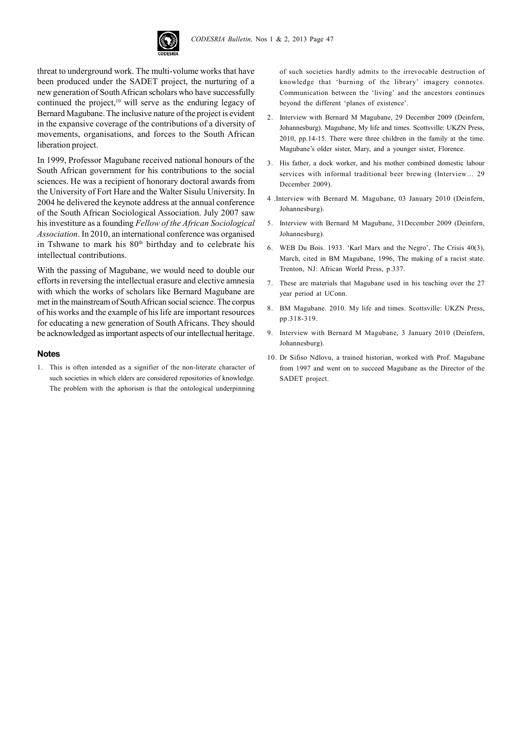threat to underground work. The multi-volume works that have been produced under the SADET project, the nurturing of a new generation of South African scholars who have successfully continued the project,[10] will serve as the enduring legacy of Bernard Magubane. The inclusive nature of the project is evident in the expansive coverage of the contributions of a diversity of movements, organisations, and forces to the South African liberation project.

In 1999, Professor Magubane received national honours of the South African government for his contributions to the social sciences. He was a recipient of honorary doctoral awards from the University of Fort Hare and the Walter Sisulu University. In 2004 he delivered the keynote address at the annual conference of the South African Sociological Association. July 2007 saw his investiture as a founding *Fellow of the African Sociological Association*. In 2010, an international conference was organised in Tshwane to mark his 80th birthday and to celebrate his intellectual contributions.

With the passing of Magubane, we would need to double our efforts in reversing the intellectual erasure and elective amnesia with which the works of scholars like Bernard Magubane are met in the mainstream of South African social science. The corpus of his works and the example of his life are important resources for educating a new generation of South Africans. They should be acknowledged as important aspects of our intellectual heritage.

## Notes

1. This is often intended as a signifier of the non-literate character of such societies in which elders are considered repositories of knowledge. The problem with the aphorism is that the ontological underpinning of such societies hardly admits to the irrevocable destruction of knowledge that 'burning of the library' imagery connotes. Communication between the 'living' and the ancestors continues beyond the different 'planes of existence'.
2. Interview with Bernard M Magubane, 29 December 2009 (Deinfern, Johannesburg). Magubane, My life and times. Scottsville: UKZN Press, 2010, pp.14-15. There were three children in the family at the time. Magubane's older sister, Mary, and a younger sister, Florence.
3. His father, a dock worker, and his mother combined domestic labour services with informal traditional beer brewing (Interview… 29 December 2009).
4. Interview with Bernard M. Magubane, 03 January 2010 (Deinfern, Johannesburg).
5. Interview with Bernard M Magubane, 31December 2009 (Deinfern, Johannesburg).
6. WEB Du Bois. 1933. 'Karl Marx and the Negro', The Crisis 40(3), March, cited in BM Magubane, 1996, The making of a racist state. Trenton, NJ: African World Press, p.337.
7. These are materials that Magubane used in his teaching over the 27 year period at UConn.
8. BM Magubane. 2010. My life and times. Scottsville: UKZN Press, pp.318-319.
9. Interview with Bernard M Magubane, 3 January 2010 (Deinfern, Johannesburg).
10. Dr Sifiso Ndlovu, a trained historian, worked with Prof. Magubane from 1997 and went on to succeed Magubane as the Director of the SADET project.